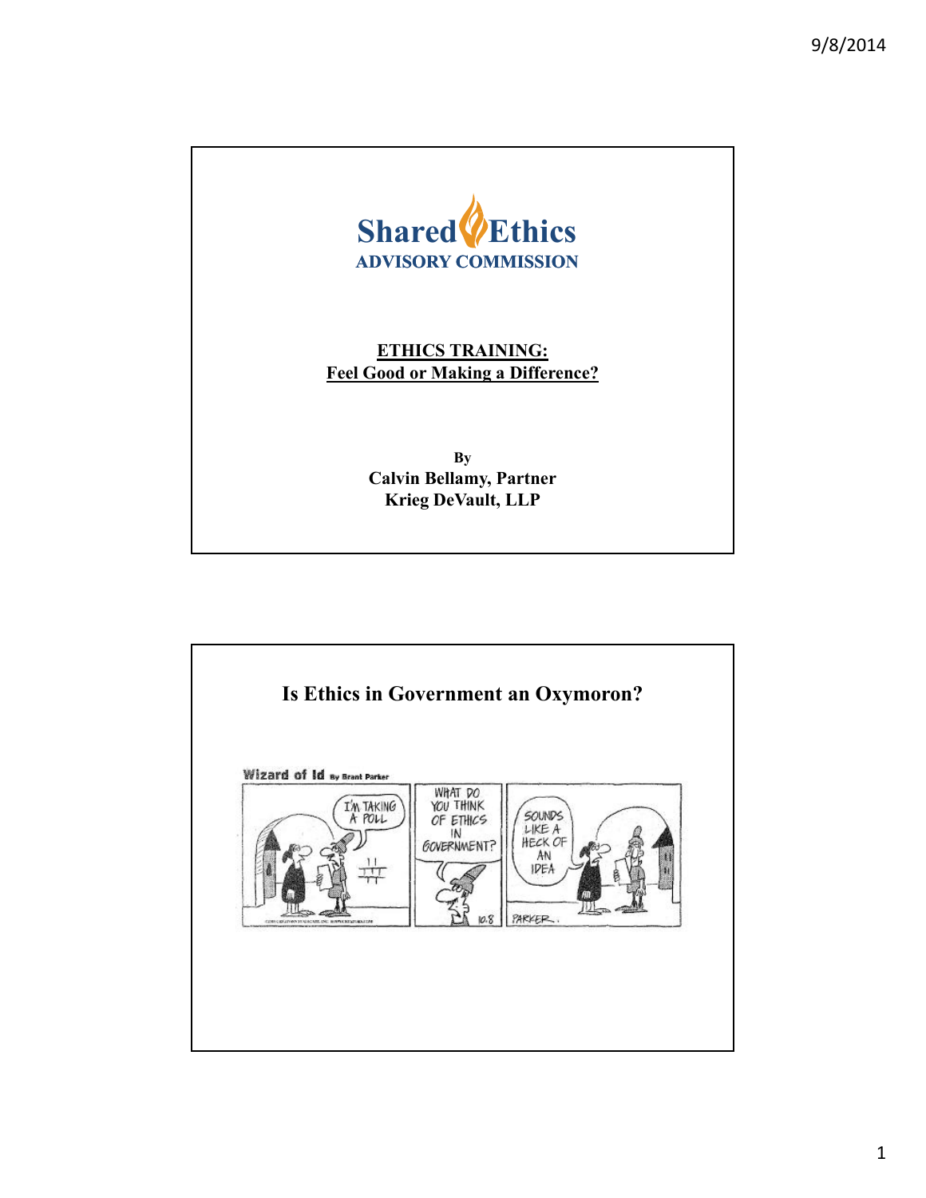**Shared Ethics**
**ADVISORY COMMISSION**

**ETHICS TRAINING:**
**Feel Good or Making a Difference?**

By
**Calvin Bellamy, Partner**
**Krieg DeVault, LLP**

## Is Ethics in Government an Oxymoron?

Wizard of Id By Brant Parker

I'M TAKING A POLL

WHAT DO YOU THINK OF ETHICS IN GOVERNMENT?

SOUNDS LIKE A HECK OF AN IDEA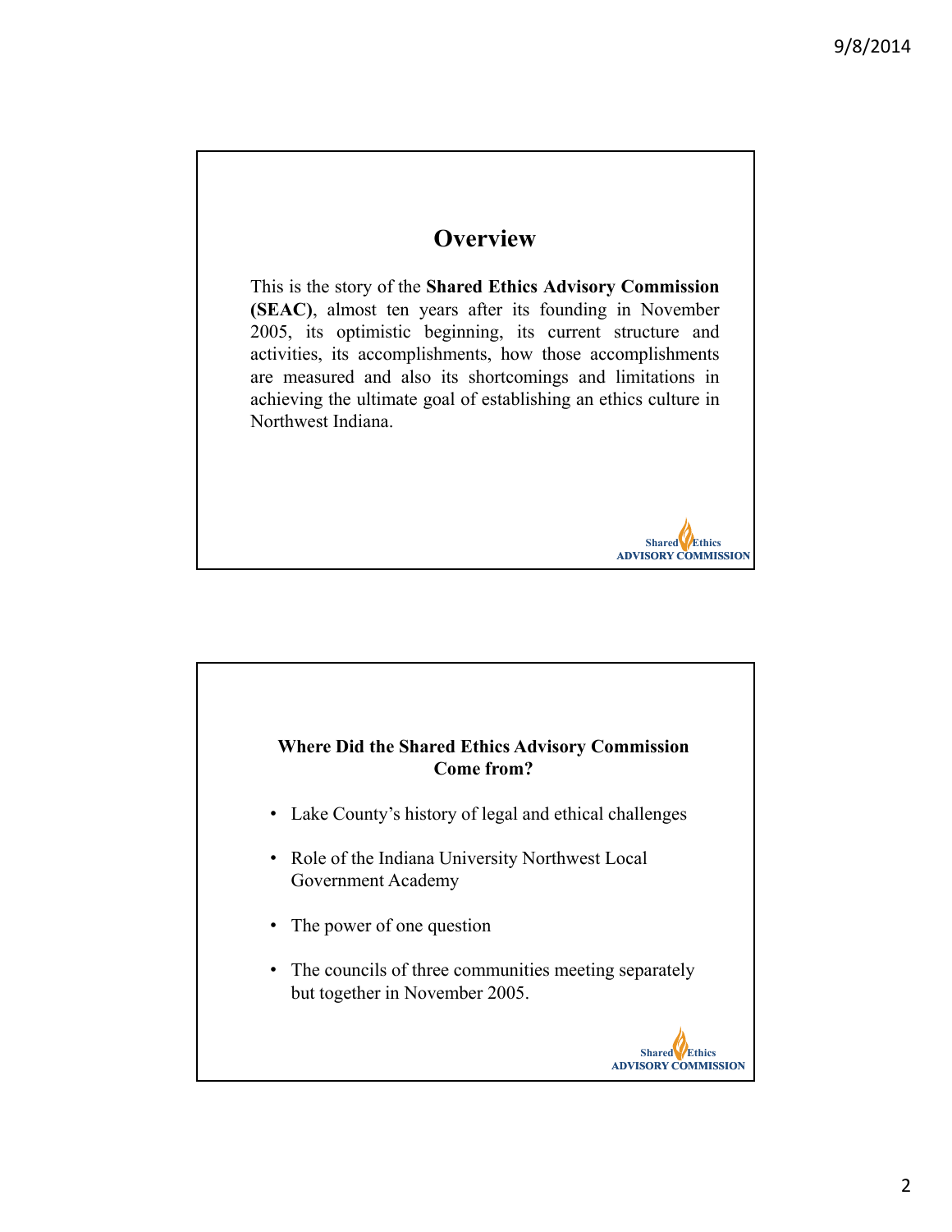## Overview

This is the story of the **Shared Ethics Advisory Commission (SEAC)**, almost ten years after its founding in November 2005, its optimistic beginning, its current structure and activities, its accomplishments, how those accomplishments are measured and also its shortcomings and limitations in achieving the ultimate goal of establishing an ethics culture in Northwest Indiana.

Shared Ethics
ADVISORY COMMISSION

## Where Did the Shared Ethics Advisory Commission Come from?

- Lake County's history of legal and ethical challenges
- Role of the Indiana University Northwest Local Government Academy
- The power of one question
- The councils of three communities meeting separately but together in November 2005.

Shared Ethics
ADVISORY COMMISSION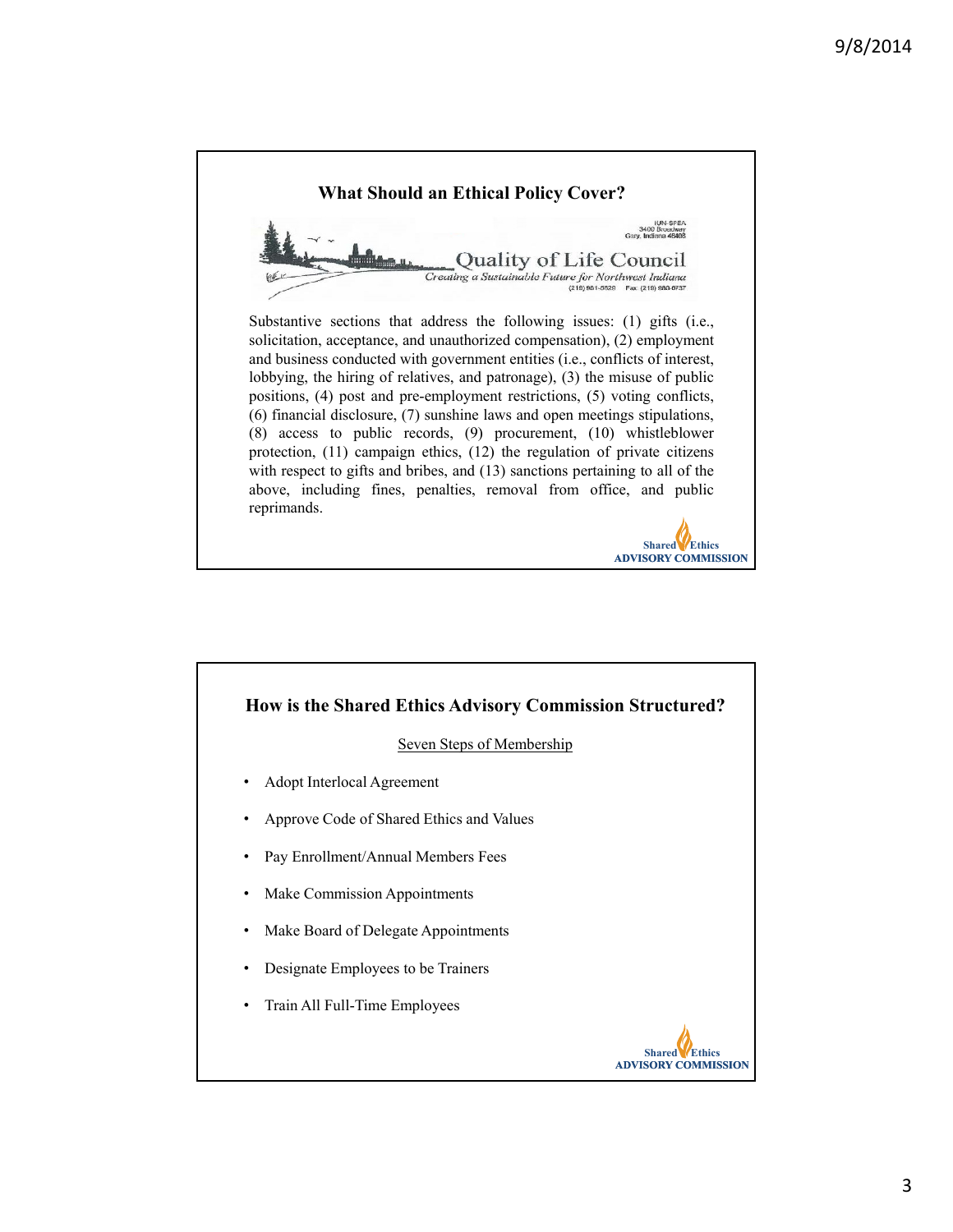## What Should an Ethical Policy Cover?

IUN-SPEA
3400 Broadway
Gary, Indiana 46408

Quality of Life Council

*Creating a Sustainable Future for Northwest Indiana*

(219) 981-5628 Fax (219) 980-6737

Substantive sections that address the following issues: (1) gifts (i.e., solicitation, acceptance, and unauthorized compensation), (2) employment and business conducted with government entities (i.e., conflicts of interest, lobbying, the hiring of relatives, and patronage), (3) the misuse of public positions, (4) post and pre-employment restrictions, (5) voting conflicts, (6) financial disclosure, (7) sunshine laws and open meetings stipulations, (8) access to public records, (9) procurement, (10) whistleblower protection, (11) campaign ethics, (12) the regulation of private citizens with respect to gifts and bribes, and (13) sanctions pertaining to all of the above, including fines, penalties, removal from office, and public reprimands.

Shared Ethics ADVISORY COMMISSION

## How is the Shared Ethics Advisory Commission Structured?

Seven Steps of Membership

- Adopt Interlocal Agreement
- Approve Code of Shared Ethics and Values
- Pay Enrollment/Annual Members Fees
- Make Commission Appointments
- Make Board of Delegate Appointments
- Designate Employees to be Trainers
- Train All Full-Time Employees

Shared Ethics ADVISORY COMMISSION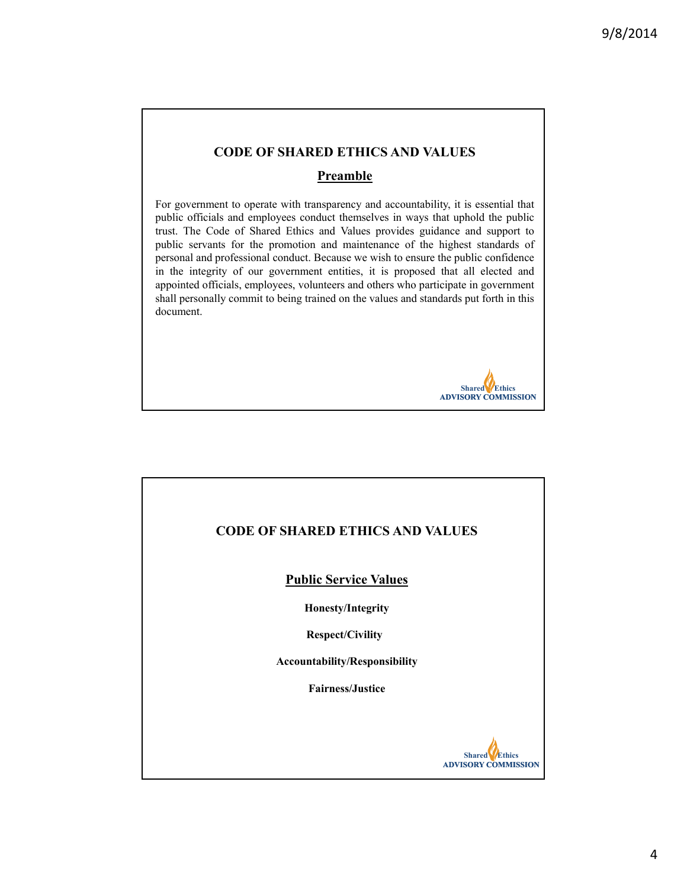## CODE OF SHARED ETHICS AND VALUES

### Preamble

For government to operate with transparency and accountability, it is essential that public officials and employees conduct themselves in ways that uphold the public trust. The Code of Shared Ethics and Values provides guidance and support to public servants for the promotion and maintenance of the highest standards of personal and professional conduct. Because we wish to ensure the public confidence in the integrity of our government entities, it is proposed that all elected and appointed officials, employees, volunteers and others who participate in government shall personally commit to being trained on the values and standards put forth in this document.

Shared Ethics
ADVISORY COMMISSION

## CODE OF SHARED ETHICS AND VALUES

### Public Service Values

**Honesty/Integrity**

**Respect/Civility**

**Accountability/Responsibility**

**Fairness/Justice**

Shared Ethics
ADVISORY COMMISSION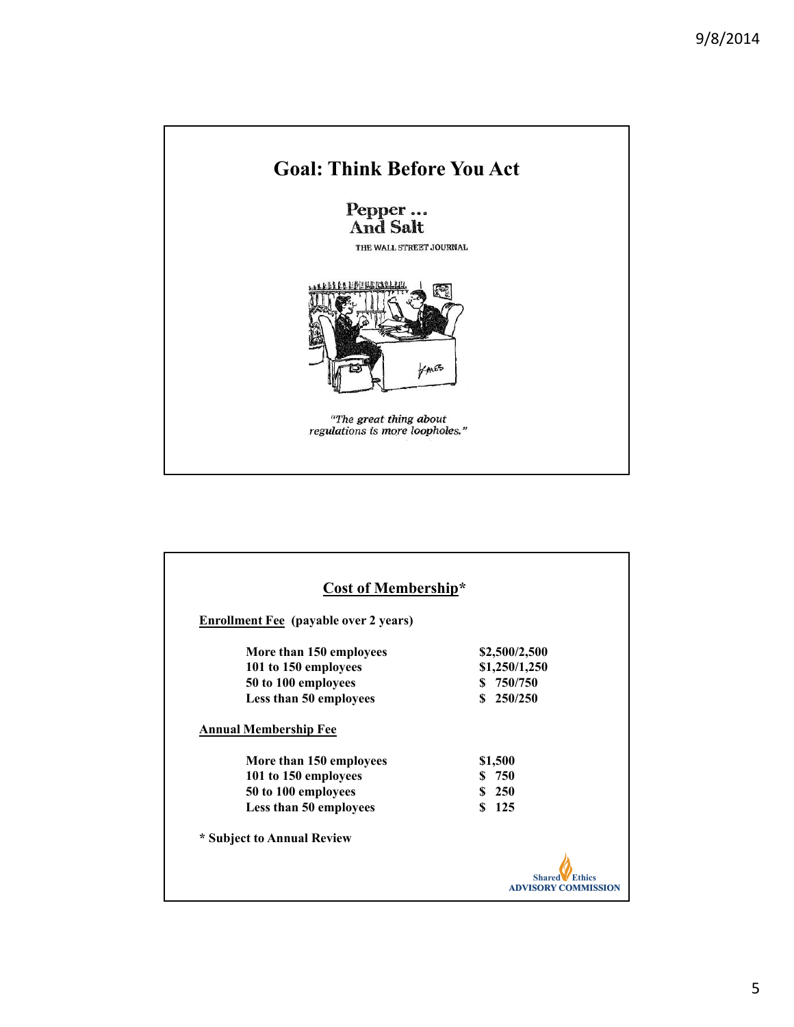## Goal: Think Before You Act

**Pepper ... And Salt**

THE WALL STREET JOURNAL

*"The great thing about regulations is more loopholes."*

## Cost of Membership*

**Enrollment Fee (payable over 2 years)**

| | |
|---|---|
| More than 150 employees | $2,500/2,500 |
| 101 to 150 employees | $1,250/1,250 |
| 50 to 100 employees | $ 750/750 |
| Less than 50 employees | $ 250/250 |

**Annual Membership Fee**

| | |
|---|---|
| More than 150 employees | $1,500 |
| 101 to 150 employees | $ 750 |
| 50 to 100 employees | $ 250 |
| Less than 50 employees | $ 125 |

\* Subject to Annual Review

Shared Ethics ADVISORY COMMISSION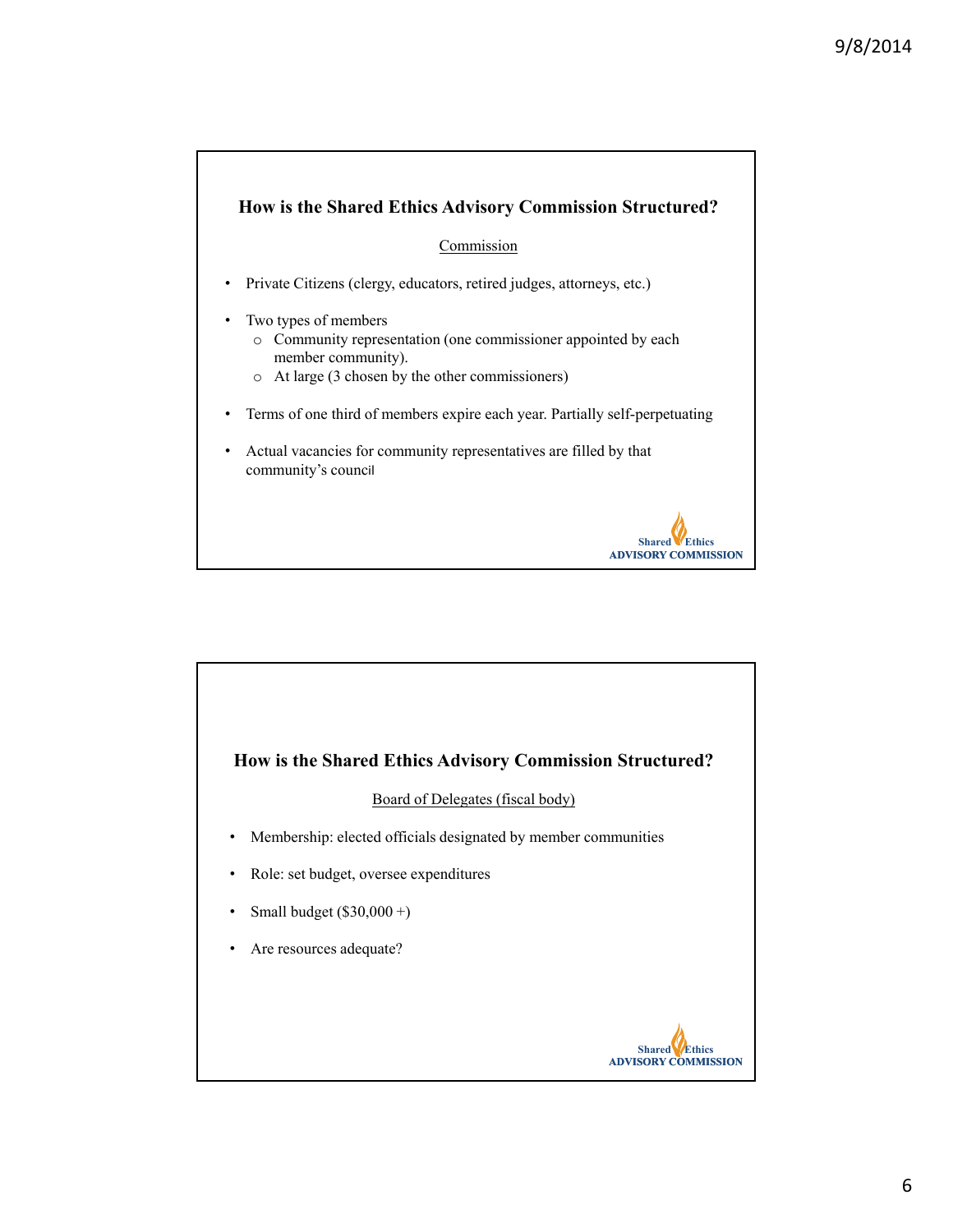## How is the Shared Ethics Advisory Commission Structured?

Commission

- Private Citizens (clergy, educators, retired judges, attorneys, etc.)
- Two types of members
  - Community representation (one commissioner appointed by each member community).
  - At large (3 chosen by the other commissioners)
- Terms of one third of members expire each year. Partially self-perpetuating
- Actual vacancies for community representatives are filled by that community's council

Shared Ethics ADVISORY COMMISSION

## How is the Shared Ethics Advisory Commission Structured?

Board of Delegates (fiscal body)

- Membership: elected officials designated by member communities
- Role: set budget, oversee expenditures
- Small budget ($30,000 +)
- Are resources adequate?

Shared Ethics ADVISORY COMMISSION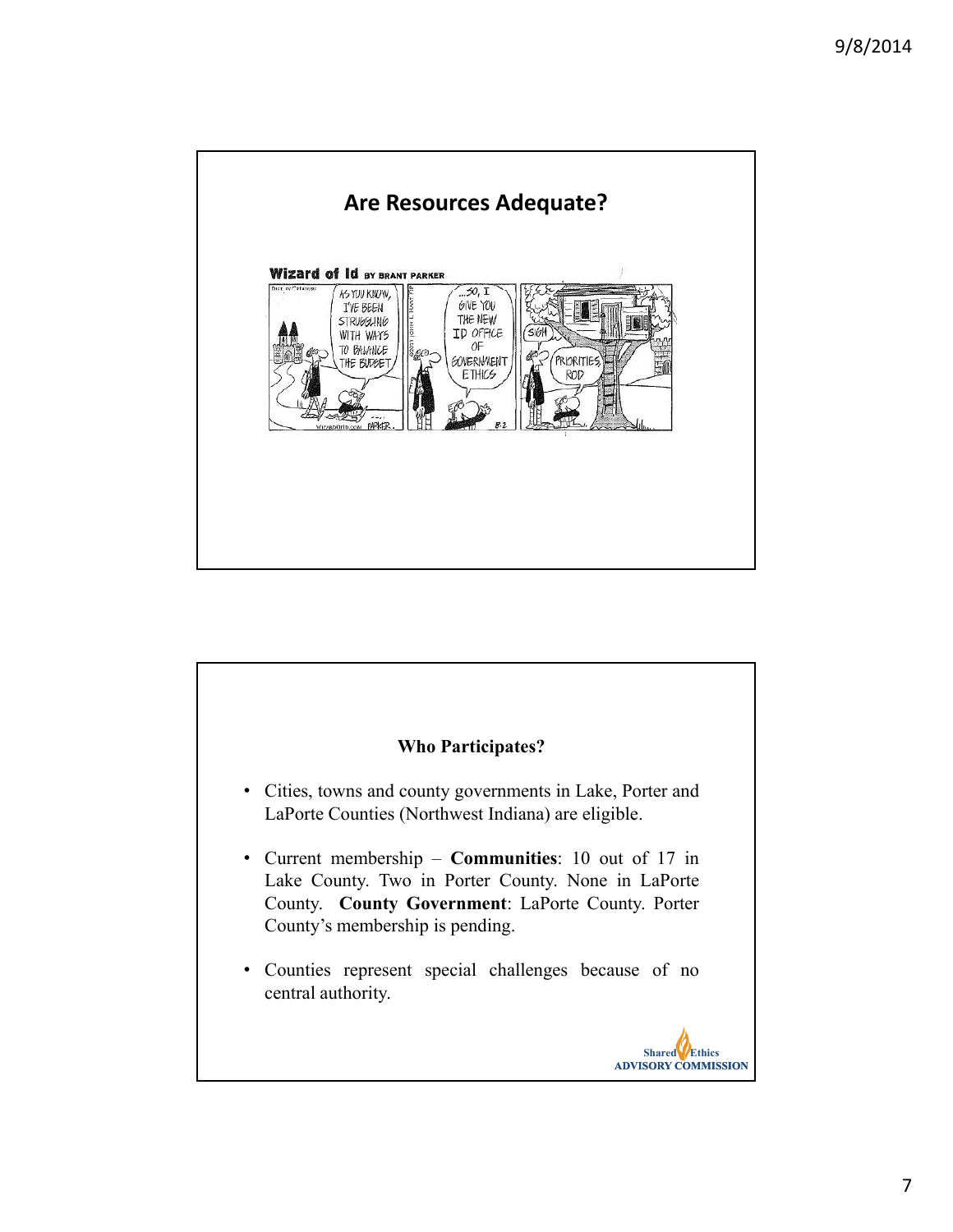## Are Resources Adequate?

Wizard of Id BY BRANT PARKER

AS YOU KNOW, I'VE BEEN STRUGGLING WITH WAYS TO BALANCE THE BUDGET

...SO, I GIVE YOU THE NEW ID OFFICE OF GOVERNMENT ETHICS

SIGH

PRIORITIES ROD

## Who Participates?

- Cities, towns and county governments in Lake, Porter and LaPorte Counties (Northwest Indiana) are eligible.
- Current membership – **Communities**: 10 out of 17 in Lake County. Two in Porter County. None in LaPorte County. **County Government**: LaPorte County. Porter County's membership is pending.
- Counties represent special challenges because of no central authority.

Shared Ethics ADVISORY COMMISSION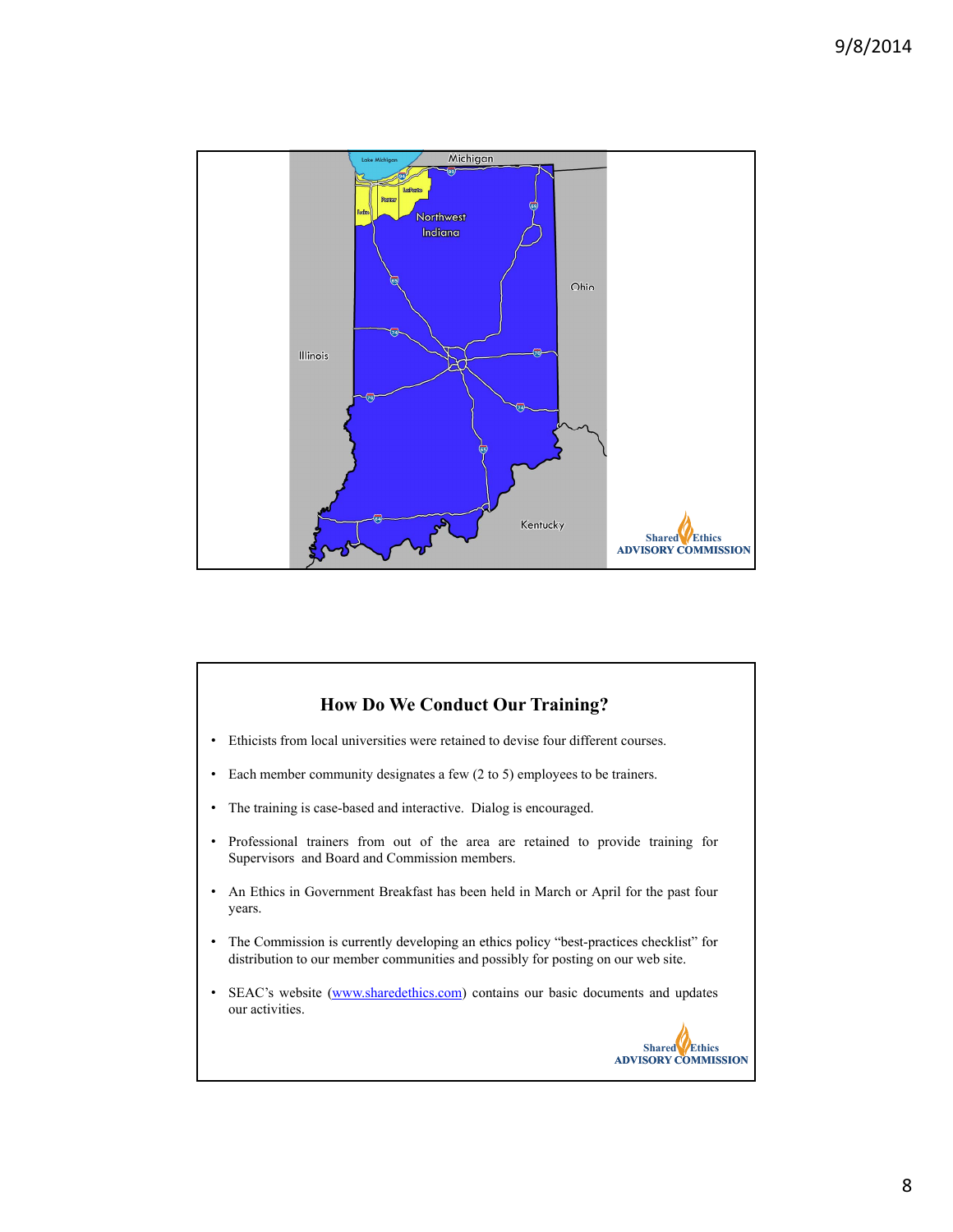Michigan

Northwest Indiana

Ohio

Illinois

Kentucky

Shared Ethics ADVISORY COMMISSION

## How Do We Conduct Our Training?

- Ethicists from local universities were retained to devise four different courses.
- Each member community designates a few (2 to 5) employees to be trainers.
- The training is case-based and interactive. Dialog is encouraged.
- Professional trainers from out of the area are retained to provide training for Supervisors and Board and Commission members.
- An Ethics in Government Breakfast has been held in March or April for the past four years.
- The Commission is currently developing an ethics policy "best-practices checklist" for distribution to our member communities and possibly for posting on our web site.
- SEAC's website (www.sharedethics.com) contains our basic documents and updates our activities.

Shared Ethics ADVISORY COMMISSION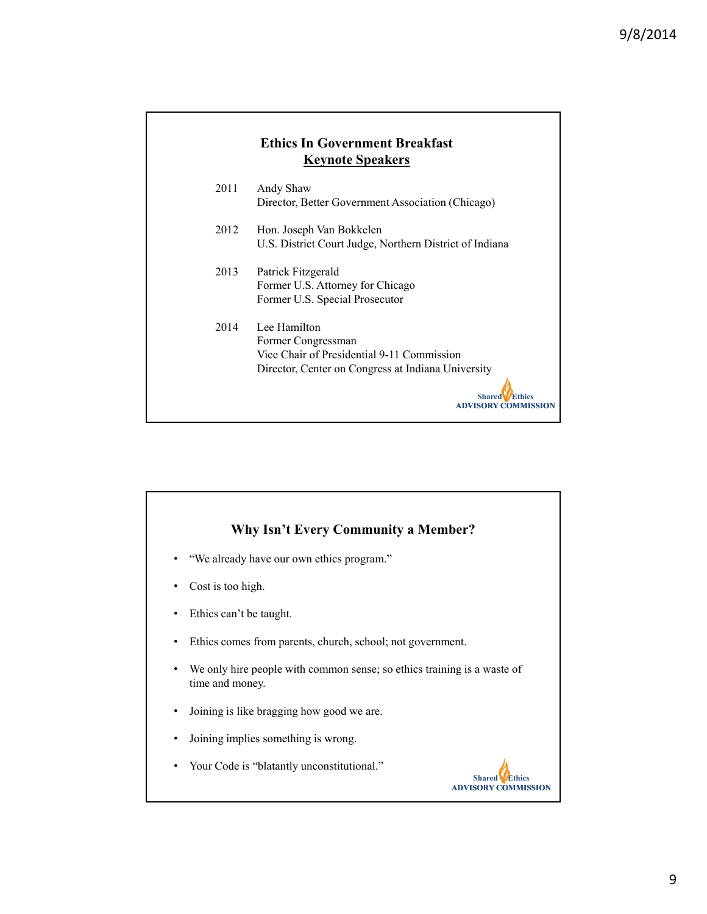## Ethics In Government Breakfast

### Keynote Speakers

| Year | Speaker |
| --- | --- |
| 2011 | Andy Shaw<br>Director, Better Government Association (Chicago) |
| 2012 | Hon. Joseph Van Bokkelen<br>U.S. District Court Judge, Northern District of Indiana |
| 2013 | Patrick Fitzgerald<br>Former U.S. Attorney for Chicago<br>Former U.S. Special Prosecutor |
| 2014 | Lee Hamilton<br>Former Congressman<br>Vice Chair of Presidential 9-11 Commission<br>Director, Center on Congress at Indiana University |

Shared Ethics ADVISORY COMMISSION

## Why Isn't Every Community a Member?

- "We already have our own ethics program."
- Cost is too high.
- Ethics can't be taught.
- Ethics comes from parents, church, school; not government.
- We only hire people with common sense; so ethics training is a waste of time and money.
- Joining is like bragging how good we are.
- Joining implies something is wrong.
- Your Code is "blatantly unconstitutional."

Shared Ethics ADVISORY COMMISSION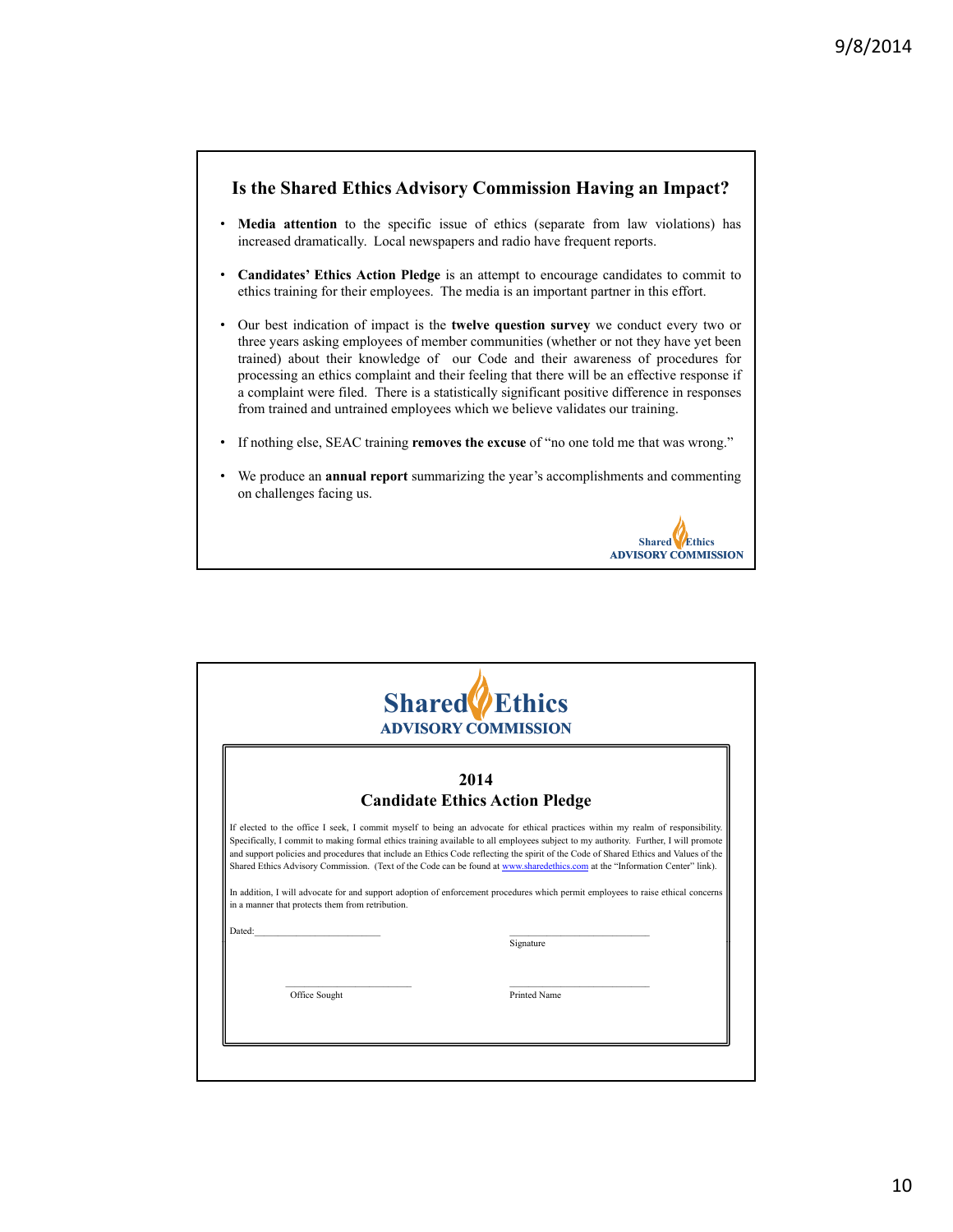## Is the Shared Ethics Advisory Commission Having an Impact?

- **Media attention** to the specific issue of ethics (separate from law violations) has increased dramatically. Local newspapers and radio have frequent reports.
- **Candidates' Ethics Action Pledge** is an attempt to encourage candidates to commit to ethics training for their employees. The media is an important partner in this effort.
- Our best indication of impact is the **twelve question survey** we conduct every two or three years asking employees of member communities (whether or not they have yet been trained) about their knowledge of our Code and their awareness of procedures for processing an ethics complaint and their feeling that there will be an effective response if a complaint were filed. There is a statistically significant positive difference in responses from trained and untrained employees which we believe validates our training.
- If nothing else, SEAC training **removes the excuse** of "no one told me that was wrong."
- We produce an **annual report** summarizing the year's accomplishments and commenting on challenges facing us.

Shared Ethics
ADVISORY COMMISSION

---

# Shared Ethics
## ADVISORY COMMISSION

### 2014
### Candidate Ethics Action Pledge

If elected to the office I seek, I commit myself to being an advocate for ethical practices within my realm of responsibility. Specifically, I commit to making formal ethics training available to all employees subject to my authority. Further, I will promote and support policies and procedures that include an Ethics Code reflecting the spirit of the Code of Shared Ethics and Values of the Shared Ethics Advisory Commission. (Text of the Code can be found at www.sharedethics.com at the "Information Center" link).

In addition, I will advocate for and support adoption of enforcement procedures which permit employees to raise ethical concerns in a manner that protects them from retribution.

Dated:________________________ ________________________
Signature

________________________ ________________________
Office Sought Printed Name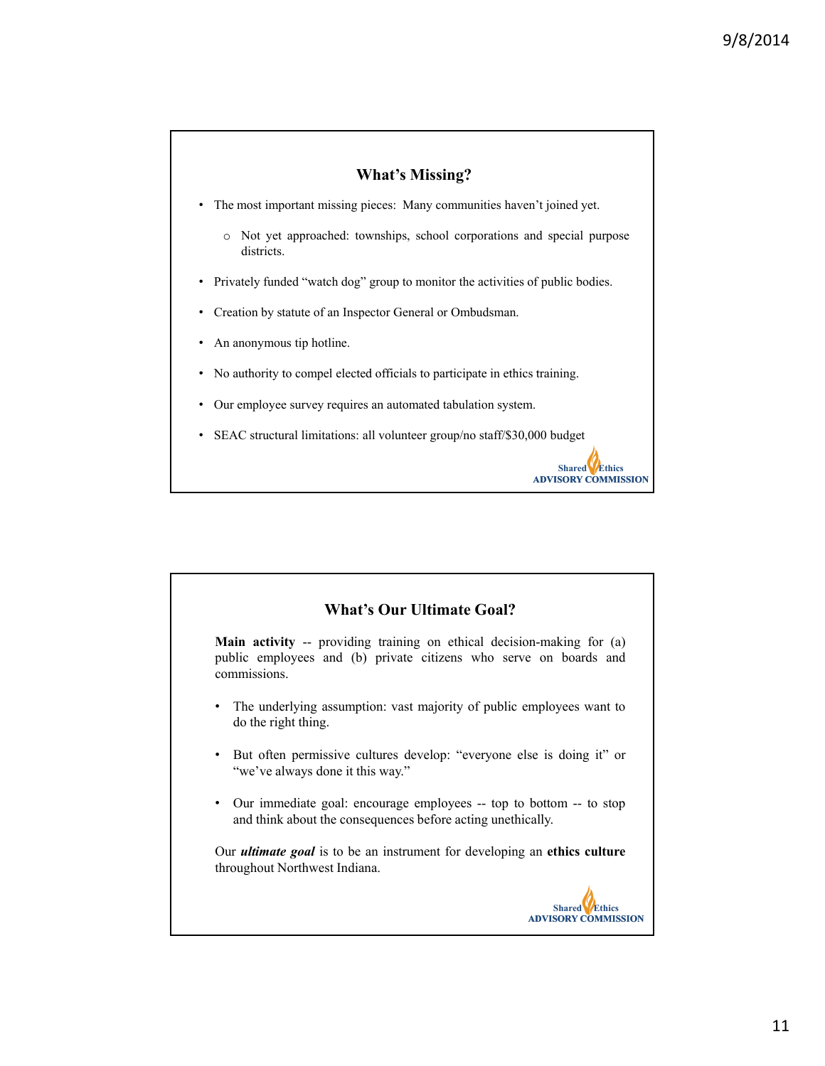## What's Missing?

- The most important missing pieces: Many communities haven't joined yet.
  - Not yet approached: townships, school corporations and special purpose districts.
- Privately funded "watch dog" group to monitor the activities of public bodies.
- Creation by statute of an Inspector General or Ombudsman.
- An anonymous tip hotline.
- No authority to compel elected officials to participate in ethics training.
- Our employee survey requires an automated tabulation system.
- SEAC structural limitations: all volunteer group/no staff/$30,000 budget

Shared Ethics ADVISORY COMMISSION

## What's Our Ultimate Goal?

**Main activity** -- providing training on ethical decision-making for (a) public employees and (b) private citizens who serve on boards and commissions.

- The underlying assumption: vast majority of public employees want to do the right thing.
- But often permissive cultures develop: "everyone else is doing it" or "we've always done it this way."
- Our immediate goal: encourage employees -- top to bottom -- to stop and think about the consequences before acting unethically.

Our ***ultimate goal*** is to be an instrument for developing an **ethics culture** throughout Northwest Indiana.

Shared Ethics ADVISORY COMMISSION